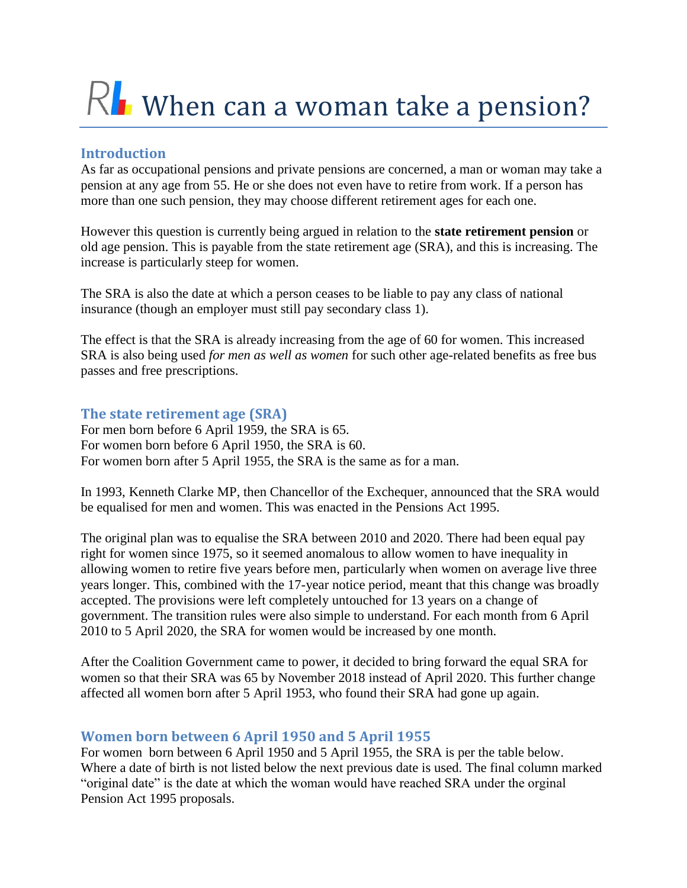# RL When can a woman take a pension?

## Introduction

As far as occupational pensions and private pensions are concerned, a man or woman may take a pension at any age from 55. He or she does not even have to retire from work. If a person has more than one such pension, they may choose different retirement ages for each one.

However this question is currently being argued in relation to the **state retirement pension** or old age pension. This is payable from the state retirement age (SRA), and this is increasing. The increase is particularly steep for women.

The SRA is also the date at which a person ceases to be liable to pay any class of national insurance (though an employer must still pay secondary class 1).

The effect is that the SRA is already increasing from the age of 60 for women. This increased SRA is also being used *for men as well as women* for such other age-related benefits as free bus passes and free prescriptions.

## The state retirement age (SRA)

For men born before 6 April 1959, the SRA is 65.
For women born before 6 April 1950, the SRA is 60.
For women born after 5 April 1955, the SRA is the same as for a man.

In 1993, Kenneth Clarke MP, then Chancellor of the Exchequer, announced that the SRA would be equalised for men and women. This was enacted in the Pensions Act 1995.

The original plan was to equalise the SRA between 2010 and 2020. There had been equal pay right for women since 1975, so it seemed anomalous to allow women to have inequality in allowing women to retire five years before men, particularly when women on average live three years longer. This, combined with the 17-year notice period, meant that this change was broadly accepted. The provisions were left completely untouched for 13 years on a change of government. The transition rules were also simple to understand. For each month from 6 April 2010 to 5 April 2020, the SRA for women would be increased by one month.

After the Coalition Government came to power, it decided to bring forward the equal SRA for women so that their SRA was 65 by November 2018 instead of April 2020. This further change affected all women born after 5 April 1953, who found their SRA had gone up again.

## Women born between 6 April 1950 and 5 April 1955

For women born between 6 April 1950 and 5 April 1955, the SRA is per the table below. Where a date of birth is not listed below the next previous date is used. The final column marked "original date" is the date at which the woman would have reached SRA under the orginal Pension Act 1995 proposals.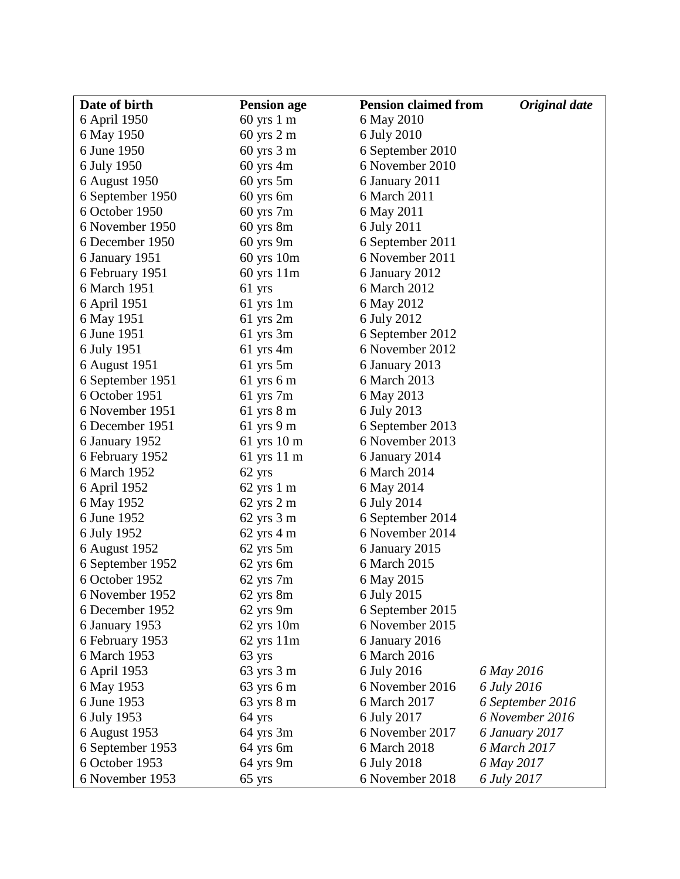| **Date of birth** | **Pension age** | **Pension claimed from** | ***Original date*** |
|---|---|---|---|
| 6 April 1950 | 60 yrs 1 m | 6 May 2010 | |
| 6 May 1950 | 60 yrs 2 m | 6 July 2010 | |
| 6 June 1950 | 60 yrs 3 m | 6 September 2010 | |
| 6 July 1950 | 60 yrs 4m | 6 November 2010 | |
| 6 August 1950 | 60 yrs 5m | 6 January 2011 | |
| 6 September 1950 | 60 yrs 6m | 6 March 2011 | |
| 6 October 1950 | 60 yrs 7m | 6 May 2011 | |
| 6 November 1950 | 60 yrs 8m | 6 July 2011 | |
| 6 December 1950 | 60 yrs 9m | 6 September 2011 | |
| 6 January 1951 | 60 yrs 10m | 6 November 2011 | |
| 6 February 1951 | 60 yrs 11m | 6 January 2012 | |
| 6 March 1951 | 61 yrs | 6 March 2012 | |
| 6 April 1951 | 61 yrs 1m | 6 May 2012 | |
| 6 May 1951 | 61 yrs 2m | 6 July 2012 | |
| 6 June 1951 | 61 yrs 3m | 6 September 2012 | |
| 6 July 1951 | 61 yrs 4m | 6 November 2012 | |
| 6 August 1951 | 61 yrs 5m | 6 January 2013 | |
| 6 September 1951 | 61 yrs 6 m | 6 March 2013 | |
| 6 October 1951 | 61 yrs 7m | 6 May 2013 | |
| 6 November 1951 | 61 yrs 8 m | 6 July 2013 | |
| 6 December 1951 | 61 yrs 9 m | 6 September 2013 | |
| 6 January 1952 | 61 yrs 10 m | 6 November 2013 | |
| 6 February 1952 | 61 yrs 11 m | 6 January 2014 | |
| 6 March 1952 | 62 yrs | 6 March 2014 | |
| 6 April 1952 | 62 yrs 1 m | 6 May 2014 | |
| 6 May 1952 | 62 yrs 2 m | 6 July 2014 | |
| 6 June 1952 | 62 yrs 3 m | 6 September 2014 | |
| 6 July 1952 | 62 yrs 4 m | 6 November 2014 | |
| 6 August 1952 | 62 yrs 5m | 6 January 2015 | |
| 6 September 1952 | 62 yrs 6m | 6 March 2015 | |
| 6 October 1952 | 62 yrs 7m | 6 May 2015 | |
| 6 November 1952 | 62 yrs 8m | 6 July 2015 | |
| 6 December 1952 | 62 yrs 9m | 6 September 2015 | |
| 6 January 1953 | 62 yrs 10m | 6 November 2015 | |
| 6 February 1953 | 62 yrs 11m | 6 January 2016 | |
| 6 March 1953 | 63 yrs | 6 March 2016 | |
| 6 April 1953 | 63 yrs 3 m | 6 July 2016 | *6 May 2016* |
| 6 May 1953 | 63 yrs 6 m | 6 November 2016 | *6 July 2016* |
| 6 June 1953 | 63 yrs 8 m | 6 March 2017 | *6 September 2016* |
| 6 July 1953 | 64 yrs | 6 July 2017 | *6 November 2016* |
| 6 August 1953 | 64 yrs 3m | 6 November 2017 | *6 January 2017* |
| 6 September 1953 | 64 yrs 6m | 6 March 2018 | *6 March 2017* |
| 6 October 1953 | 64 yrs 9m | 6 July 2018 | *6 May 2017* |
| 6 November 1953 | 65 yrs | 6 November 2018 | *6 July 2017* |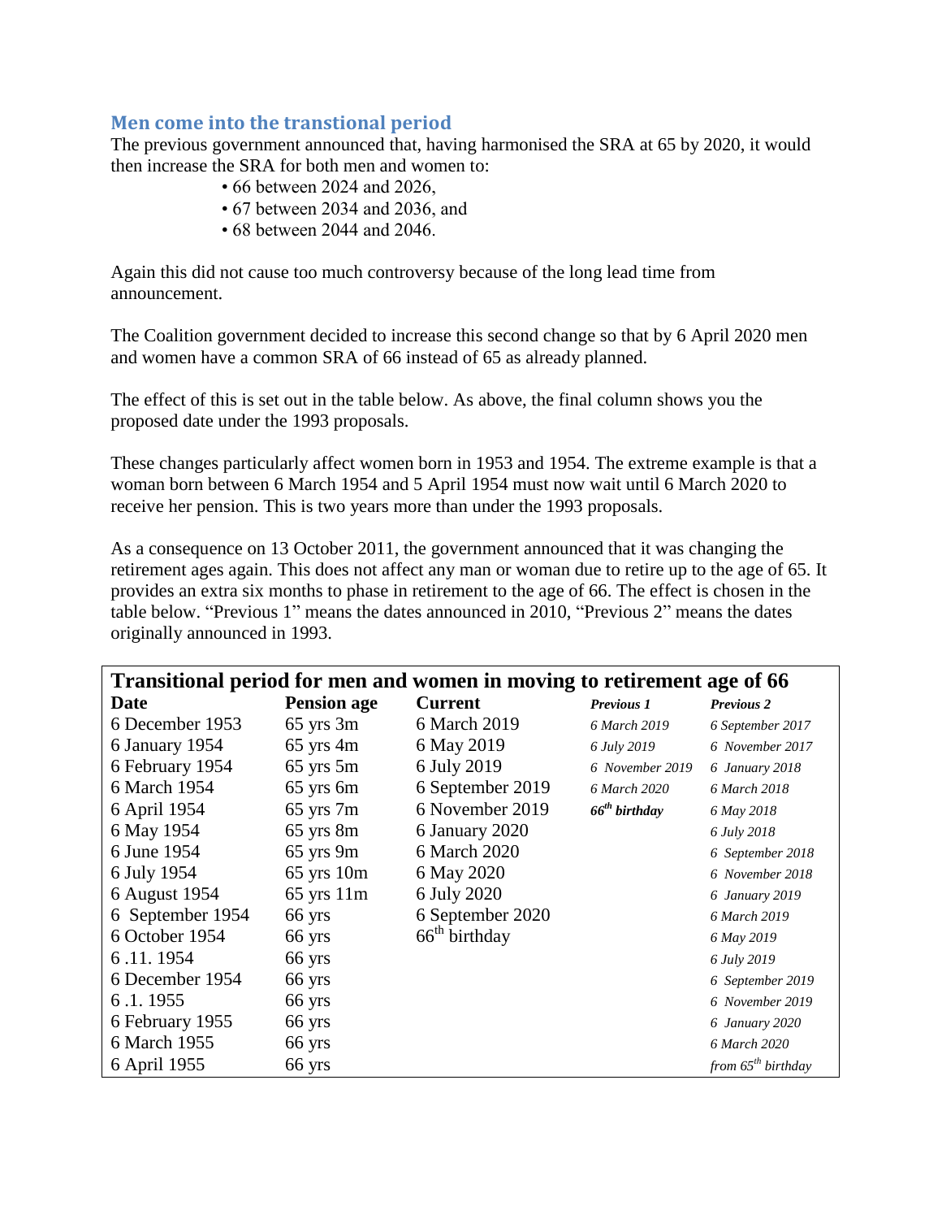## Men come into the transtional period

The previous government announced that, having harmonised the SRA at 65 by 2020, it would then increase the SRA for both men and women to:

- 66 between 2024 and 2026,
- 67 between 2034 and 2036, and
- 68 between 2044 and 2046.

Again this did not cause too much controversy because of the long lead time from announcement.

The Coalition government decided to increase this second change so that by 6 April 2020 men and women have a common SRA of 66 instead of 65 as already planned.

The effect of this is set out in the table below. As above, the final column shows you the proposed date under the 1993 proposals.

These changes particularly affect women born in 1953 and 1954. The extreme example is that a woman born between 6 March 1954 and 5 April 1954 must now wait until 6 March 2020 to receive her pension. This is two years more than under the 1993 proposals.

As a consequence on 13 October 2011, the government announced that it was changing the retirement ages again. This does not affect any man or woman due to retire up to the age of 65. It provides an extra six months to phase in retirement to the age of 66. The effect is chosen in the table below. "Previous 1" means the dates announced in 2010, "Previous 2" means the dates originally announced in 1993.

**Transitional period for men and women in moving to retirement age of 66**

| Date | Pension age | Current | *Previous 1* | *Previous 2* |
|---|---|---|---|---|
| 6 December 1953 | 65 yrs 3m | 6 March 2019 | *6 March 2019* | *6 September 2017* |
| 6 January 1954 | 65 yrs 4m | 6 May 2019 | *6 July 2019* | *6 November 2017* |
| 6 February 1954 | 65 yrs 5m | 6 July 2019 | *6 November 2019* | *6 January 2018* |
| 6 March 1954 | 65 yrs 6m | 6 September 2019 | *6 March 2020* | *6 March 2018* |
| 6 April 1954 | 65 yrs 7m | 6 November 2019 | ***66th birthday*** | *6 May 2018* |
| 6 May 1954 | 65 yrs 8m | 6 January 2020 | | *6 July 2018* |
| 6 June 1954 | 65 yrs 9m | 6 March 2020 | | *6 September 2018* |
| 6 July 1954 | 65 yrs 10m | 6 May 2020 | | *6 November 2018* |
| 6 August 1954 | 65 yrs 11m | 6 July 2020 | | *6 January 2019* |
| 6 September 1954 | 66 yrs | 6 September 2020 | | *6 March 2019* |
| 6 October 1954 | 66 yrs | 66th birthday | | *6 May 2019* |
| 6 .11. 1954 | 66 yrs | | | *6 July 2019* |
| 6 December 1954 | 66 yrs | | | *6 September 2019* |
| 6 .1. 1955 | 66 yrs | | | *6 November 2019* |
| 6 February 1955 | 66 yrs | | | *6 January 2020* |
| 6 March 1955 | 66 yrs | | | *6 March 2020* |
| 6 April 1955 | 66 yrs | | | *from 65th birthday* |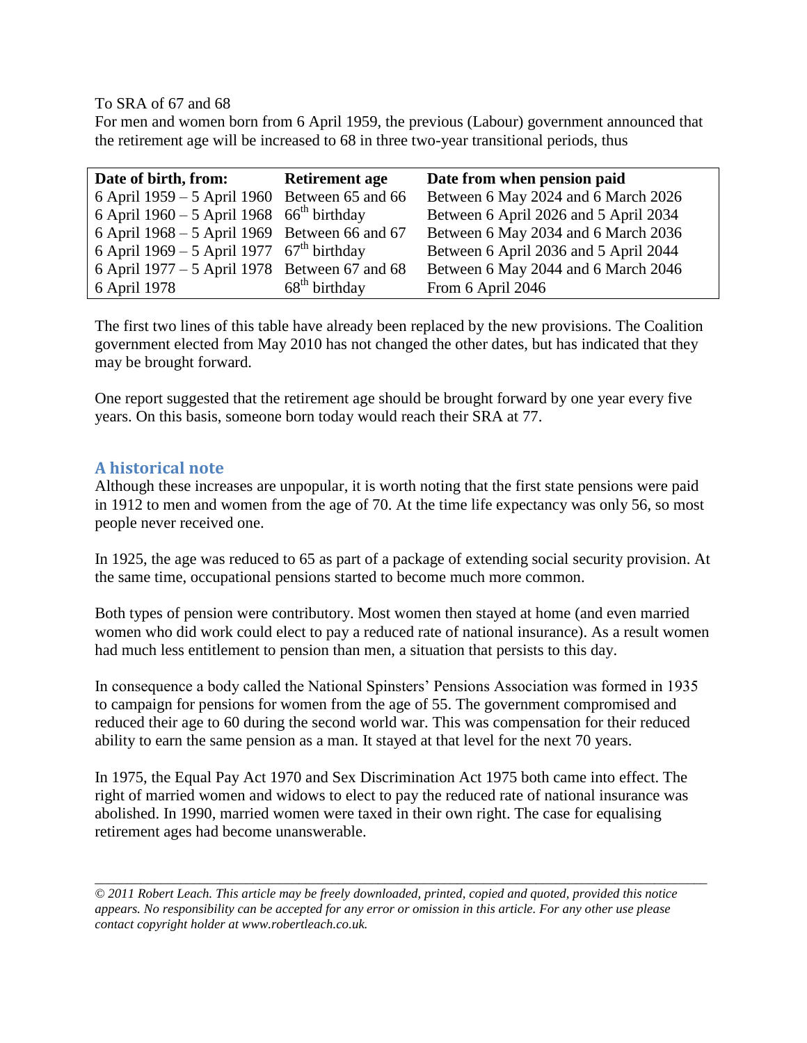To SRA of 67 and 68

For men and women born from 6 April 1959, the previous (Labour) government announced that the retirement age will be increased to 68 in three two-year transitional periods, thus

| Date of birth, from: | Retirement age | Date from when pension paid |
|---|---|---|
| 6 April 1959 – 5 April 1960 | Between 65 and 66 | Between 6 May 2024 and 6 March 2026 |
| 6 April 1960 – 5 April 1968 | 66th birthday | Between 6 April 2026 and 5 April 2034 |
| 6 April 1968 – 5 April 1969 | Between 66 and 67 | Between 6 May 2034 and 6 March 2036 |
| 6 April 1969 – 5 April 1977 | 67th birthday | Between 6 April 2036 and 5 April 2044 |
| 6 April 1977 – 5 April 1978 | Between 67 and 68 | Between 6 May 2044 and 6 March 2046 |
| 6 April 1978 | 68th birthday | From 6 April 2046 |

The first two lines of this table have already been replaced by the new provisions. The Coalition government elected from May 2010 has not changed the other dates, but has indicated that they may be brought forward.

One report suggested that the retirement age should be brought forward by one year every five years. On this basis, someone born today would reach their SRA at 77.

## A historical note

Although these increases are unpopular, it is worth noting that the first state pensions were paid in 1912 to men and women from the age of 70. At the time life expectancy was only 56, so most people never received one.

In 1925, the age was reduced to 65 as part of a package of extending social security provision. At the same time, occupational pensions started to become much more common.

Both types of pension were contributory. Most women then stayed at home (and even married women who did work could elect to pay a reduced rate of national insurance). As a result women had much less entitlement to pension than men, a situation that persists to this day.

In consequence a body called the National Spinsters' Pensions Association was formed in 1935 to campaign for pensions for women from the age of 55. The government compromised and reduced their age to 60 during the second world war. This was compensation for their reduced ability to earn the same pension as a man. It stayed at that level for the next 70 years.

In 1975, the Equal Pay Act 1970 and Sex Discrimination Act 1975 both came into effect. The right of married women and widows to elect to pay the reduced rate of national insurance was abolished. In 1990, married women were taxed in their own right. The case for equalising retirement ages had become unanswerable.

---

*© 2011 Robert Leach. This article may be freely downloaded, printed, copied and quoted, provided this notice appears. No responsibility can be accepted for any error or omission in this article. For any other use please contact copyright holder at www.robertleach.co.uk.*